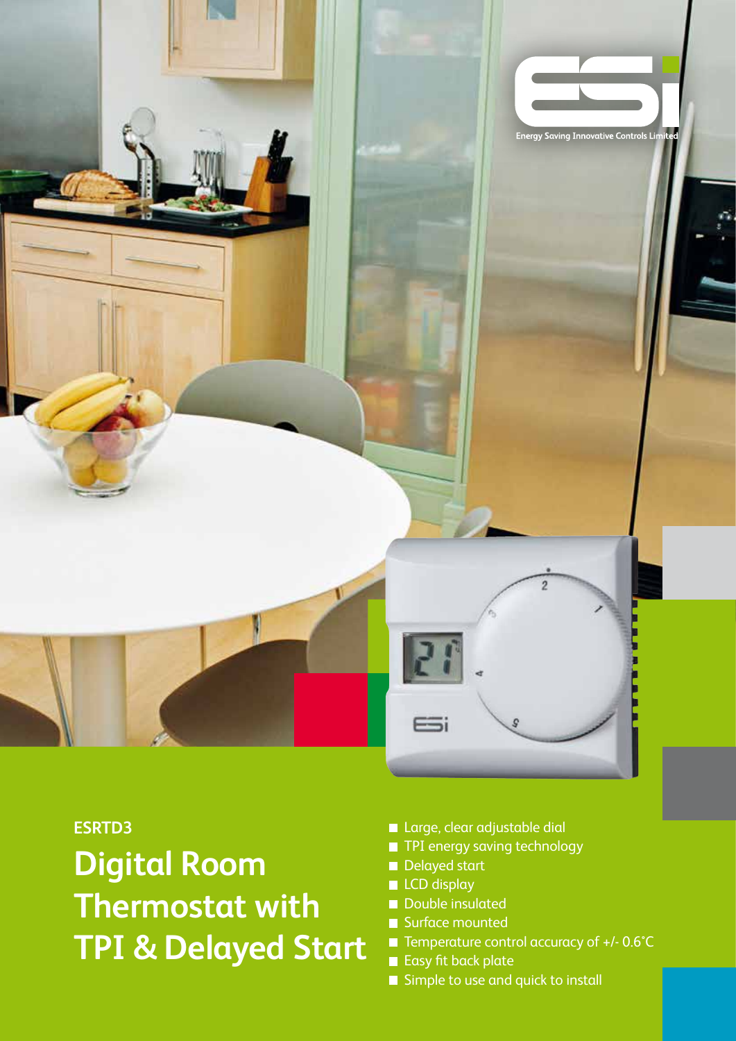Energy Saving Innovative Controls Limited

ESRTD3

# Digital Room Thermostat with TPI & Delayed Start

- Large, clear adjustable dial
- TPI energy saving technology
- Delayed start
- LCD display
- Double insulated
- Surface mounted
- Temperature control accuracy of +/- 0.6˚C
- Easy fit back plate
- Simple to use and quick to install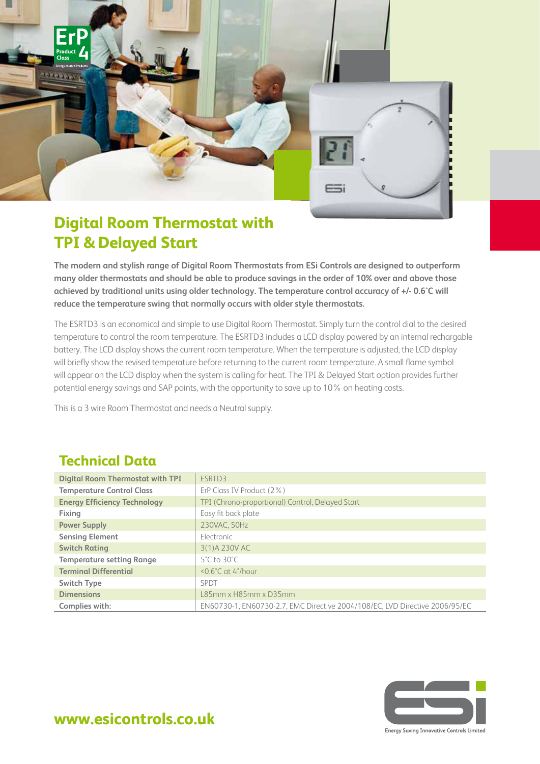# Digital Room Thermostat with TPI & Delayed Start

**The modern and stylish range of Digital Room Thermostats from ESi Controls are designed to outperform many older thermostats and should be able to produce savings in the order of 10% over and above those achieved by traditional units using older technology. The temperature control accuracy of +/- 0.6˚C will reduce the temperature swing that normally occurs with older style thermostats.**

The ESRTD3 is an economical and simple to use Digital Room Thermostat. Simply turn the control dial to the desired temperature to control the room temperature. The ESRTD3 includes a LCD display powered by an internal rechargable battery. The LCD display shows the current room temperature. When the temperature is adjusted, the LCD display will briefly show the revised temperature before returning to the current room temperature. A small flame symbol will appear on the LCD display when the system is calling for heat. The TPI & Delayed Start option provides further potential energy savings and SAP points, with the opportunity to save up to 10% on heating costs.

This is a 3 wire Room Thermostat and needs a Neutral supply.

## Technical Data

| | |
|---|---|
| **Digital Room Thermostat with TPI** | ESRTD3 |
| **Temperature Control Class** | ErP Class IV Product (2%) |
| **Energy Efficiency Technology** | TPI (Chrono-proportional) Control, Delayed Start |
| **Fixing** | Easy fit back plate |
| **Power Supply** | 230VAC, 50Hz |
| **Sensing Element** | Electronic |
| **Switch Rating** | 3(1)A 230V AC |
| **Temperature setting Range** | 5˚C to 30˚C |
| **Terminal Differential** | <0.6˚C at 4˚/hour |
| **Switch Type** | SPDT |
| **Dimensions** | L85mm x H85mm x D35mm |
| **Complies with:** | EN60730-1, EN60730-2.7, EMC Directive 2004/108/EC, LVD Directive 2006/95/EC |

**www.esicontrols.co.uk**

Energy Saving Innovative Controls Limited